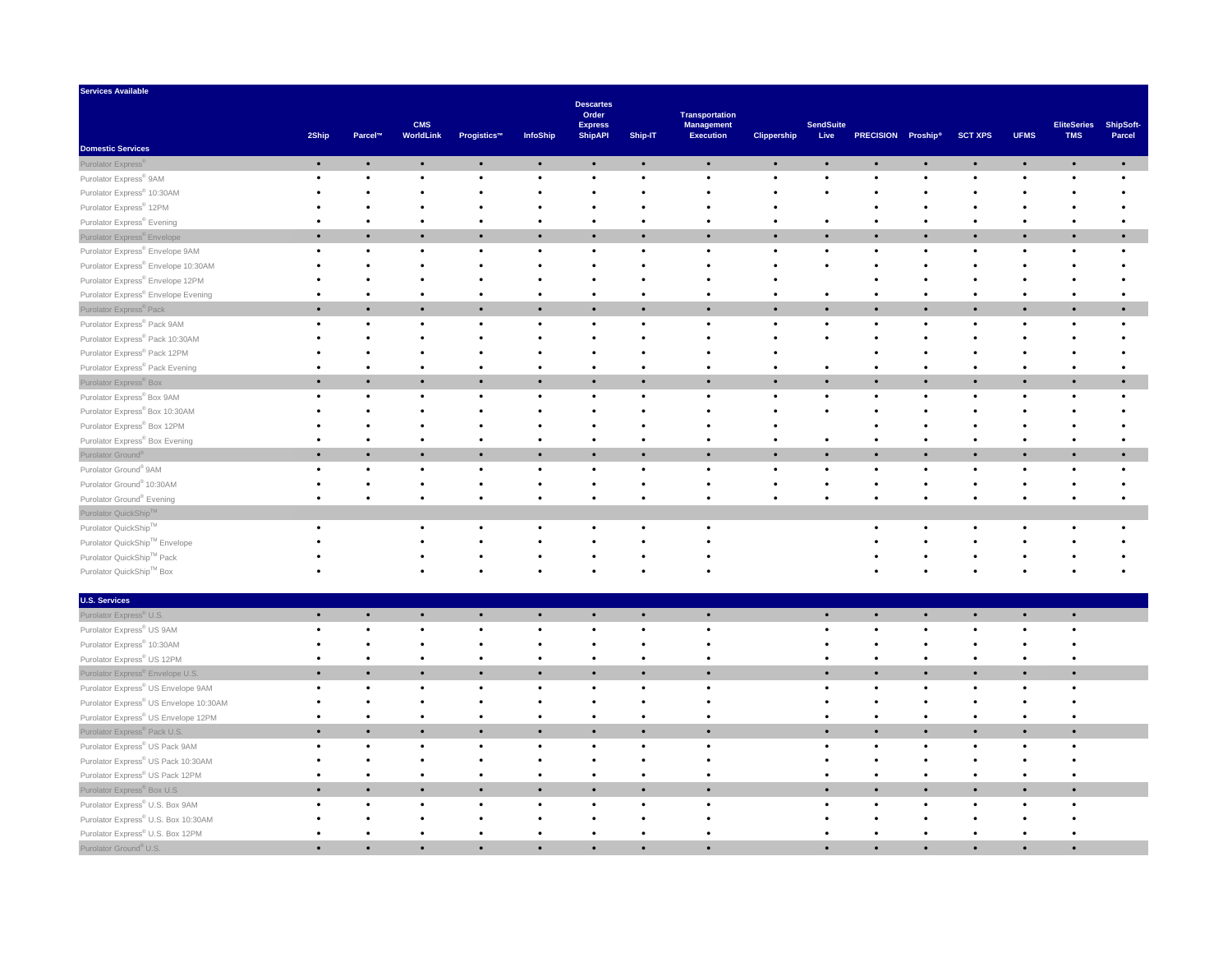| Services Available | 2Ship | Parcel™ | CMS WorldLink | Progistics™ | InfoShip | Descartes Order Express ShipAPI | Ship-IT | Transportation Management Execution | Clippership | SendSuite Live | PRECISION | Proship® | SCT XPS | UFMS | EliteSeries TMS | ShipSoft-Parcel |
|---|---|---|---|---|---|---|---|---|---|---|---|---|---|---|---|---|
| **Domestic Services** | | | | | | | | | | | | | | | | |
| Purolator Express® | • | • | • | • | • | • | • | • | • | • | • | • | • | • | • | • |
| Purolator Express® 9AM | • | • | • | • | • | • | • | • | • | • | • | • | • | • | • | • |
| Purolator Express® 10:30AM | • | • | • | • | • | • | • | • | • | • | • | • | • | • | • | • |
| Purolator Express® 12PM | • | • | • | • | • | • | • | • | • | | • | • | • | • | • | • |
| Purolator Express® Evening | • | • | • | • | • | • | • | • | • | • | • | • | • | • | • | • |
| Purolator Express® Envelope | • | • | • | • | • | • | • | • | • | • | • | • | • | • | • | • |
| Purolator Express® Envelope 9AM | • | • | • | • | • | • | • | • | • | • | • | • | • | • | • | • |
| Purolator Express® Envelope 10:30AM | • | • | • | • | • | • | • | • | • | • | • | • | • | • | • | • |
| Purolator Express® Envelope 12PM | • | • | • | • | • | • | • | • | • | | • | • | • | • | • | • |
| Purolator Express® Envelope Evening | • | • | • | • | • | • | • | • | • | • | • | • | • | • | • | • |
| Purolator Express® Pack | • | • | • | • | • | • | • | • | • | • | • | • | • | • | • | • |
| Purolator Express® Pack 9AM | • | • | • | • | • | • | • | • | • | • | • | • | • | • | • | • |
| Purolator Express® Pack 10:30AM | • | • | • | • | • | • | • | • | • | • | • | • | • | • | • | • |
| Purolator Express® Pack 12PM | • | • | • | • | • | • | • | • | • | | • | • | • | • | • | • |
| Purolator Express® Pack Evening | • | • | • | • | • | • | • | • | • | • | • | • | • | • | • | • |
| Purolator Express® Box | • | • | • | • | • | • | • | • | • | • | • | • | • | • | • | • |
| Purolator Express® Box 9AM | • | • | • | • | • | • | • | • | • | • | • | • | • | • | • | • |
| Purolator Express® Box 10:30AM | • | • | • | • | • | • | • | • | • | • | • | • | • | • | • | • |
| Purolator Express® Box 12PM | • | • | • | • | • | • | • | • | • | | • | • | • | • | • | • |
| Purolator Express® Box Evening | • | • | • | • | • | • | • | • | • | • | • | • | • | • | • | • |
| Purolator Ground® | • | • | • | • | • | • | • | • | • | • | • | • | • | • | • | • |
| Purolator Ground® 9AM | • | • | • | • | • | • | • | • | • | • | • | • | • | • | • | • |
| Purolator Ground® 10:30AM | • | • | • | • | • | • | • | • | • | • | • | • | • | • | • | • |
| Purolator Ground® Evening | • | • | • | • | • | • | • | • | • | • | • | • | • | • | • | • |
| Purolator QuickShip™ | | | | | | | | | | | | | | | | |
| Purolator QuickShip™ | • | | • | • | • | • | • | • | | | • | • | • | • | • | • |
| Purolator QuickShip™ Envelope | • | | • | • | • | • | • | • | | | • | • | • | • | • | • |
| Purolator QuickShip™ Pack | • | | • | • | • | • | • | • | | | • | • | • | • | • | • |
| Purolator QuickShip™ Box | • | | • | • | • | • | • | • | | | • | • | • | • | • | • |
| **U.S. Services** | | | | | | | | | | | | | | | | |
| Purolator Express® U.S. | • | • | • | • | • | • | • | • | | • | • | • | • | • | • | |
| Purolator Express® US 9AM | • | • | • | • | • | • | • | • | | • | • | • | • | • | • | |
| Purolator Express® 10:30AM | • | • | • | • | • | • | • | • | | • | • | • | • | • | • | |
| Purolator Express® US 12PM | • | • | • | • | • | • | • | • | | • | • | • | • | • | • | |
| Purolator Express® Envelope U.S. | • | • | • | • | • | • | • | • | | • | • | • | • | • | • | |
| Purolator Express® US Envelope 9AM | • | • | • | • | • | • | • | • | | • | • | • | • | • | • | |
| Purolator Express® US Envelope 10:30AM | • | • | • | • | • | • | • | • | | • | • | • | • | • | • | |
| Purolator Express® US Envelope 12PM | • | • | • | • | • | • | • | • | | • | • | • | • | • | • | |
| Purolator Express® Pack U.S. | • | • | • | • | • | • | • | • | | • | • | • | • | • | • | |
| Purolator Express® US Pack 9AM | • | • | • | • | • | • | • | • | | • | • | • | • | • | • | |
| Purolator Express® US Pack 10:30AM | • | • | • | • | • | • | • | • | | • | • | • | • | • | • | |
| Purolator Express® US Pack 12PM | • | • | • | • | • | • | • | • | | • | • | • | • | • | • | |
| Purolator Express® Box U.S | • | • | • | • | • | • | • | • | | • | • | • | • | • | • | |
| Purolator Express® U.S. Box 9AM | • | • | • | • | • | • | • | • | | • | • | • | • | • | • | |
| Purolator Express® U.S. Box 10:30AM | • | • | • | • | • | • | • | • | | • | • | • | • | • | • | |
| Purolator Express® U.S. Box 12PM | • | • | • | • | • | • | • | • | | • | • | • | • | • | • | |
| Purolator Ground® U.S. | • | • | • | • | • | • | • | • | | • | • | • | • | • | • | |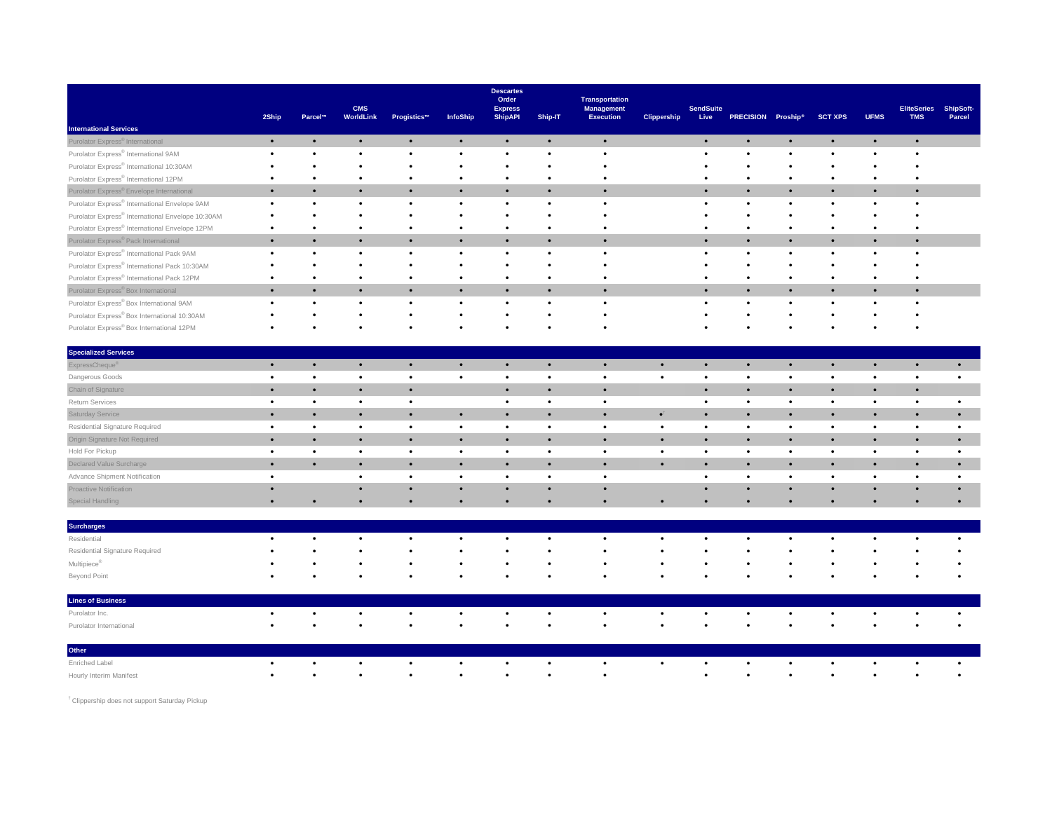| International Services | 2Ship | Parcel™ | CMS WorldLink | Progistics™ | InfoShip | Descartes Order Express ShipAPI | Ship-IT | Transportation Management Execution | Clippership | SendSuite Live | PRECISION | Proship® | SCT XPS | UFMS | EliteSeries TMS | ShipSoft-Parcel |
|---|---|---|---|---|---|---|---|---|---|---|---|---|---|---|---|---|
| Purolator Express® International | • | • | • | • | • | • | • | • | | • | • | • | • | • | • | |
| Purolator Express® International 9AM | • | • | • | • | • | • | • | • | | • | • | • | • | • | • | |
| Purolator Express® International 10:30AM | • | • | • | • | • | • | • | • | | • | • | • | • | • | • | |
| Purolator Express® International 12PM | • | • | • | • | • | • | • | • | | • | • | • | • | • | • | |
| Purolator Express® Envelope International | • | • | • | • | • | • | • | • | | • | • | • | • | • | • | |
| Purolator Express® International Envelope 9AM | • | • | • | • | • | • | • | • | | • | • | • | • | • | • | |
| Purolator Express® International Envelope 10:30AM | • | • | • | • | • | • | • | • | | • | • | • | • | • | • | |
| Purolator Express® International Envelope 12PM | • | • | • | • | • | • | • | • | | • | • | • | • | • | • | |
| Purolator Express® Pack International | • | • | • | • | • | • | • | • | | • | • | • | • | • | • | |
| Purolator Express® International Pack 9AM | • | • | • | • | • | • | • | • | | • | • | • | • | • | • | |
| Purolator Express® International Pack 10:30AM | • | • | • | • | • | • | • | • | | • | • | • | • | • | • | |
| Purolator Express® International Pack 12PM | • | • | • | • | • | • | • | • | | • | • | • | • | • | • | |
| Purolator Express® Box International | • | • | • | • | • | • | • | • | | • | • | • | • | • | • | |
| Purolator Express® Box International 9AM | • | • | • | • | • | • | • | • | | • | • | • | • | • | • | |
| Purolator Express® Box International 10:30AM | • | • | • | • | • | • | • | • | | • | • | • | • | • | • | |
| Purolator Express® Box International 12PM | • | • | • | • | • | • | • | • | | • | • | • | • | • | • | |
| **Specialized Services** | | | | | | | | | | | | | | | | |
| ExpressCheque® | • | • | • | • | • | • | • | • | • | • | • | • | • | • | • | • |
| Dangerous Goods | • | • | • | • | • | • | • | • | • | • | • | • | • | • | • | • |
| Chain of Signature | • | • | • | • | | • | • | • | | • | • | • | • | • | • | |
| Return Services | • | • | • | • | | • | • | • | | • | • | • | • | • | • | • |
| Saturday Service | • | • | • | • | • | • | • | • | •† | • | • | • | • | • | • | • |
| Residential Signature Required | • | • | • | • | • | • | • | • | • | • | • | • | • | • | • | • |
| Origin Signature Not Required | • | • | • | • | • | • | • | • | • | • | • | • | • | • | • | • |
| Hold For Pickup | • | • | • | • | • | • | • | • | • | • | • | • | • | • | • | • |
| Declared Value Surcharge | • | • | • | • | • | • | • | • | • | • | • | • | • | • | • | • |
| Advance Shipment Notification | • | | • | • | • | • | • | • | | • | • | • | • | • | • | • |
| Proactive Notification | • | | • | • | • | • | • | • | | • | • | • | • | • | • | • |
| Special Handling | • | • | • | • | • | • | • | • | • | • | • | • | • | • | • | • |
| **Surcharges** | | | | | | | | | | | | | | | | |
| Residential | • | • | • | • | • | • | • | • | • | • | • | • | • | • | • | • |
| Residential Signature Required | • | • | • | • | • | • | • | • | • | • | • | • | • | • | • | • |
| Multipiece® | • | • | • | • | • | • | • | • | • | • | • | • | • | • | • | • |
| Beyond Point | • | • | • | • | • | • | • | • | • | • | • | • | • | • | • | • |
| **Lines of Business** | | | | | | | | | | | | | | | | |
| Purolator Inc. | • | • | • | • | • | • | • | • | • | • | • | • | • | • | • | • |
| Purolator International | • | • | • | • | • | • | • | • | • | • | • | • | • | • | • | • |
| **Other** | | | | | | | | | | | | | | | | |
| Enriched Label | • | • | • | • | • | • | • | • | • | • | • | • | • | • | • | • |
| Hourly Interim Manifest | • | • | • | • | • | • | • | • | | • | • | • | • | • | • | • |

† Clippership does not support Saturday Pickup